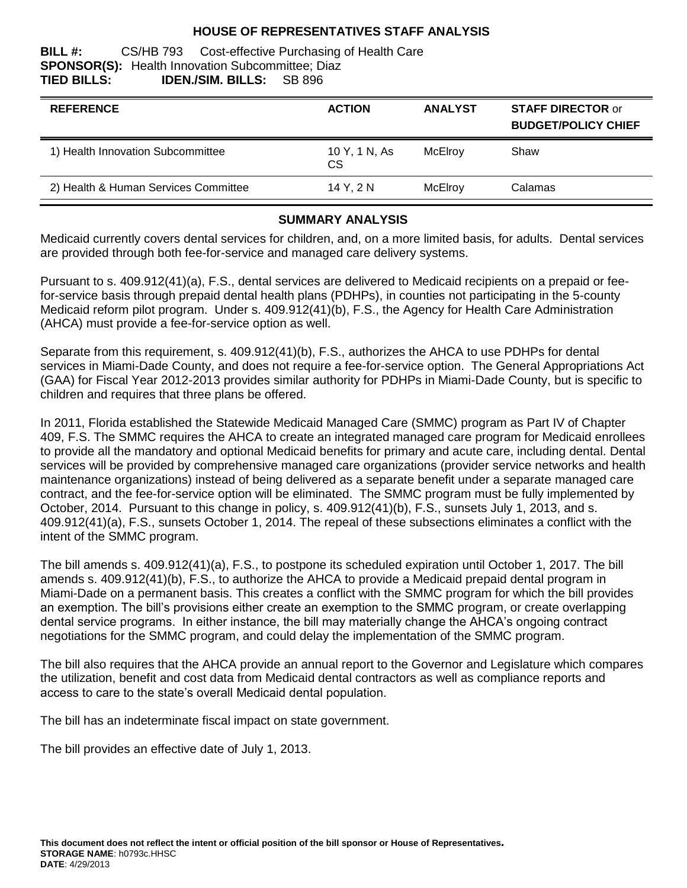# HOUSE OF REPRESENTATIVES STAFF ANALYSIS

**BILL #:** CS/HB 793 Cost-effective Purchasing of Health Care
**SPONSOR(S):** Health Innovation Subcommittee; Diaz
**TIED BILLS:** **IDEN./SIM. BILLS:** SB 896

| REFERENCE | ACTION | ANALYST | STAFF DIRECTOR or BUDGET/POLICY CHIEF |
|---|---|---|---|
| 1) Health Innovation Subcommittee | 10 Y, 1 N, As CS | McElroy | Shaw |
| 2) Health & Human Services Committee | 14 Y, 2 N | McElroy | Calamas |

## SUMMARY ANALYSIS

Medicaid currently covers dental services for children, and, on a more limited basis, for adults. Dental services are provided through both fee-for-service and managed care delivery systems.

Pursuant to s. 409.912(41)(a), F.S., dental services are delivered to Medicaid recipients on a prepaid or fee-for-service basis through prepaid dental health plans (PDHPs), in counties not participating in the 5-county Medicaid reform pilot program. Under s. 409.912(41)(b), F.S., the Agency for Health Care Administration (AHCA) must provide a fee-for-service option as well.

Separate from this requirement, s. 409.912(41)(b), F.S., authorizes the AHCA to use PDHPs for dental services in Miami-Dade County, and does not require a fee-for-service option. The General Appropriations Act (GAA) for Fiscal Year 2012-2013 provides similar authority for PDHPs in Miami-Dade County, but is specific to children and requires that three plans be offered.

In 2011, Florida established the Statewide Medicaid Managed Care (SMMC) program as Part IV of Chapter 409, F.S. The SMMC requires the AHCA to create an integrated managed care program for Medicaid enrollees to provide all the mandatory and optional Medicaid benefits for primary and acute care, including dental. Dental services will be provided by comprehensive managed care organizations (provider service networks and health maintenance organizations) instead of being delivered as a separate benefit under a separate managed care contract, and the fee-for-service option will be eliminated. The SMMC program must be fully implemented by October, 2014. Pursuant to this change in policy, s. 409.912(41)(b), F.S., sunsets July 1, 2013, and s. 409.912(41)(a), F.S., sunsets October 1, 2014. The repeal of these subsections eliminates a conflict with the intent of the SMMC program.

The bill amends s. 409.912(41)(a), F.S., to postpone its scheduled expiration until October 1, 2017. The bill amends s. 409.912(41)(b), F.S., to authorize the AHCA to provide a Medicaid prepaid dental program in Miami-Dade on a permanent basis. This creates a conflict with the SMMC program for which the bill provides an exemption. The bill's provisions either create an exemption to the SMMC program, or create overlapping dental service programs. In either instance, the bill may materially change the AHCA's ongoing contract negotiations for the SMMC program, and could delay the implementation of the SMMC program.

The bill also requires that the AHCA provide an annual report to the Governor and Legislature which compares the utilization, benefit and cost data from Medicaid dental contractors as well as compliance reports and access to care to the state's overall Medicaid dental population.

The bill has an indeterminate fiscal impact on state government.

The bill provides an effective date of July 1, 2013.

**This document does not reflect the intent or official position of the bill sponsor or House of Representatives.**
**STORAGE NAME**: h0793c.HHSC
**DATE**: 4/29/2013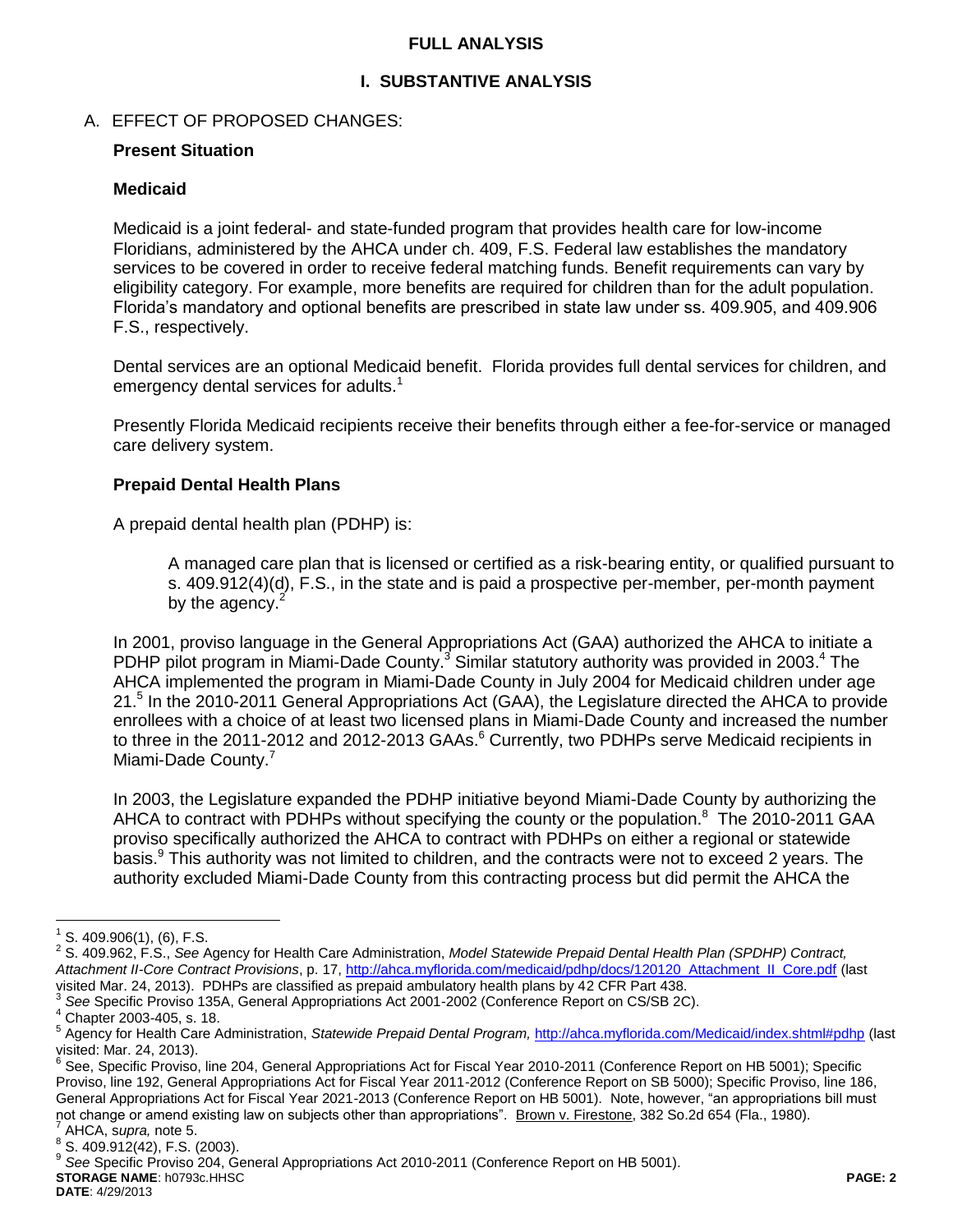## FULL ANALYSIS

## I. SUBSTANTIVE ANALYSIS

A. EFFECT OF PROPOSED CHANGES:

**Present Situation**

**Medicaid**

Medicaid is a joint federal- and state-funded program that provides health care for low-income Floridians, administered by the AHCA under ch. 409, F.S. Federal law establishes the mandatory services to be covered in order to receive federal matching funds. Benefit requirements can vary by eligibility category. For example, more benefits are required for children than for the adult population. Florida's mandatory and optional benefits are prescribed in state law under ss. 409.905, and 409.906 F.S., respectively.

Dental services are an optional Medicaid benefit. Florida provides full dental services for children, and emergency dental services for adults.[1]

Presently Florida Medicaid recipients receive their benefits through either a fee-for-service or managed care delivery system.

**Prepaid Dental Health Plans**

A prepaid dental health plan (PDHP) is:

> A managed care plan that is licensed or certified as a risk-bearing entity, or qualified pursuant to s. 409.912(4)(d), F.S., in the state and is paid a prospective per-member, per-month payment by the agency.[2]

In 2001, proviso language in the General Appropriations Act (GAA) authorized the AHCA to initiate a PDHP pilot program in Miami-Dade County.[3] Similar statutory authority was provided in 2003.[4] The AHCA implemented the program in Miami-Dade County in July 2004 for Medicaid children under age 21.[5] In the 2010-2011 General Appropriations Act (GAA), the Legislature directed the AHCA to provide enrollees with a choice of at least two licensed plans in Miami-Dade County and increased the number to three in the 2011-2012 and 2012-2013 GAAs.[6] Currently, two PDHPs serve Medicaid recipients in Miami-Dade County.[7]

In 2003, the Legislature expanded the PDHP initiative beyond Miami-Dade County by authorizing the AHCA to contract with PDHPs without specifying the county or the population.[8] The 2010-2011 GAA proviso specifically authorized the AHCA to contract with PDHPs on either a regional or statewide basis.[9] This authority was not limited to children, and the contracts were not to exceed 2 years. The authority excluded Miami-Dade County from this contracting process but did permit the AHCA the

---

[1] S. 409.906(1), (6), F.S.

[2] S. 409.962, F.S., *See* Agency for Health Care Administration, *Model Statewide Prepaid Dental Health Plan (SPDHP) Contract, Attachment II-Core Contract Provisions*, p. 17, http://ahca.myflorida.com/medicaid/pdhp/docs/120120_Attachment_II_Core.pdf (last visited Mar. 24, 2013). PDHPs are classified as prepaid ambulatory health plans by 42 CFR Part 438.

[3] *See* Specific Proviso 135A, General Appropriations Act 2001-2002 (Conference Report on CS/SB 2C).

[4] Chapter 2003-405, s. 18.

[5] Agency for Health Care Administration, *Statewide Prepaid Dental Program,* http://ahca.myflorida.com/Medicaid/index.shtml#pdhp (last visited: Mar. 24, 2013).

[6] See, Specific Proviso, line 204, General Appropriations Act for Fiscal Year 2010-2011 (Conference Report on HB 5001); Specific Proviso, line 192, General Appropriations Act for Fiscal Year 2011-2012 (Conference Report on SB 5000); Specific Proviso, line 186, General Appropriations Act for Fiscal Year 2021-2013 (Conference Report on HB 5001). Note, however, "an appropriations bill must not change or amend existing law on subjects other than appropriations". Brown v. Firestone, 382 So.2d 654 (Fla., 1980).

[7] AHCA, *supra,* note 5.

[8] S. 409.912(42), F.S. (2003).

[9] *See* Specific Proviso 204, General Appropriations Act 2010-2011 (Conference Report on HB 5001).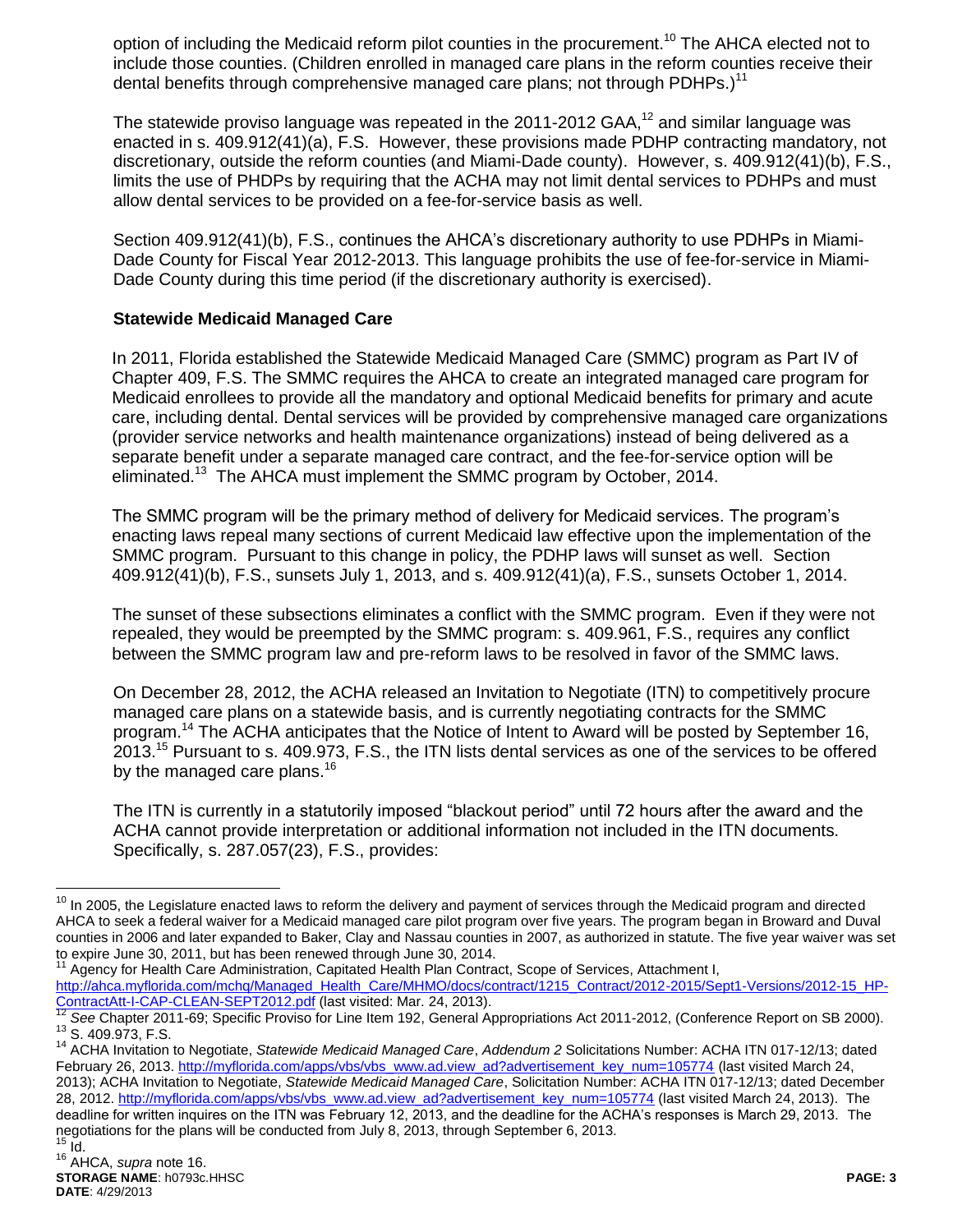option of including the Medicaid reform pilot counties in the procurement.[10] The AHCA elected not to include those counties. (Children enrolled in managed care plans in the reform counties receive their dental benefits through comprehensive managed care plans; not through PDHPs.)[11]

The statewide proviso language was repeated in the 2011-2012 GAA,[12] and similar language was enacted in s. 409.912(41)(a), F.S. However, these provisions made PDHP contracting mandatory, not discretionary, outside the reform counties (and Miami-Dade county). However, s. 409.912(41)(b), F.S., limits the use of PHDPs by requiring that the ACHA may not limit dental services to PDHPs and must allow dental services to be provided on a fee-for-service basis as well.

Section 409.912(41)(b), F.S., continues the AHCA's discretionary authority to use PDHPs in Miami-Dade County for Fiscal Year 2012-2013. This language prohibits the use of fee-for-service in Miami-Dade County during this time period (if the discretionary authority is exercised).

### Statewide Medicaid Managed Care

In 2011, Florida established the Statewide Medicaid Managed Care (SMMC) program as Part IV of Chapter 409, F.S. The SMMC requires the AHCA to create an integrated managed care program for Medicaid enrollees to provide all the mandatory and optional Medicaid benefits for primary and acute care, including dental. Dental services will be provided by comprehensive managed care organizations (provider service networks and health maintenance organizations) instead of being delivered as a separate benefit under a separate managed care contract, and the fee-for-service option will be eliminated.[13] The AHCA must implement the SMMC program by October, 2014.

The SMMC program will be the primary method of delivery for Medicaid services. The program's enacting laws repeal many sections of current Medicaid law effective upon the implementation of the SMMC program. Pursuant to this change in policy, the PDHP laws will sunset as well. Section 409.912(41)(b), F.S., sunsets July 1, 2013, and s. 409.912(41)(a), F.S., sunsets October 1, 2014.

The sunset of these subsections eliminates a conflict with the SMMC program. Even if they were not repealed, they would be preempted by the SMMC program: s. 409.961, F.S., requires any conflict between the SMMC program law and pre-reform laws to be resolved in favor of the SMMC laws.

On December 28, 2012, the ACHA released an Invitation to Negotiate (ITN) to competitively procure managed care plans on a statewide basis, and is currently negotiating contracts for the SMMC program.[14] The ACHA anticipates that the Notice of Intent to Award will be posted by September 16, 2013.[15] Pursuant to s. 409.973, F.S., the ITN lists dental services as one of the services to be offered by the managed care plans.[16]

The ITN is currently in a statutorily imposed "blackout period" until 72 hours after the award and the ACHA cannot provide interpretation or additional information not included in the ITN documents. Specifically, s. 287.057(23), F.S., provides:

---

[10] In 2005, the Legislature enacted laws to reform the delivery and payment of services through the Medicaid program and directed AHCA to seek a federal waiver for a Medicaid managed care pilot program over five years. The program began in Broward and Duval counties in 2006 and later expanded to Baker, Clay and Nassau counties in 2007, as authorized in statute. The five year waiver was set to expire June 30, 2011, but has been renewed through June 30, 2014.

[11] Agency for Health Care Administration, Capitated Health Plan Contract, Scope of Services, Attachment I, http://ahca.myflorida.com/mchq/Managed_Health_Care/MHMO/docs/contract/1215_Contract/2012-2015/Sept1-Versions/2012-15_HP-ContractAtt-I-CAP-CLEAN-SEPT2012.pdf (last visited: Mar. 24, 2013).

[12] *See* Chapter 2011-69; Specific Proviso for Line Item 192, General Appropriations Act 2011-2012, (Conference Report on SB 2000).

[13] S. 409.973, F.S.

[14] ACHA Invitation to Negotiate, *Statewide Medicaid Managed Care*, *Addendum 2* Solicitations Number: ACHA ITN 017-12/13; dated February 26, 2013. http://myflorida.com/apps/vbs/vbs_www.ad.view_ad?advertisement_key_num=105774 (last visited March 24, 2013); ACHA Invitation to Negotiate, *Statewide Medicaid Managed Care*, Solicitation Number: ACHA ITN 017-12/13; dated December 28, 2012. http://myflorida.com/apps/vbs/vbs_www.ad.view_ad?advertisement_key_num=105774 (last visited March 24, 2013). The deadline for written inquires on the ITN was February 12, 2013, and the deadline for the ACHA's responses is March 29, 2013. The negotiations for the plans will be conducted from July 8, 2013, through September 6, 2013.

[15] Id.

[16] AHCA, *supra* note 16.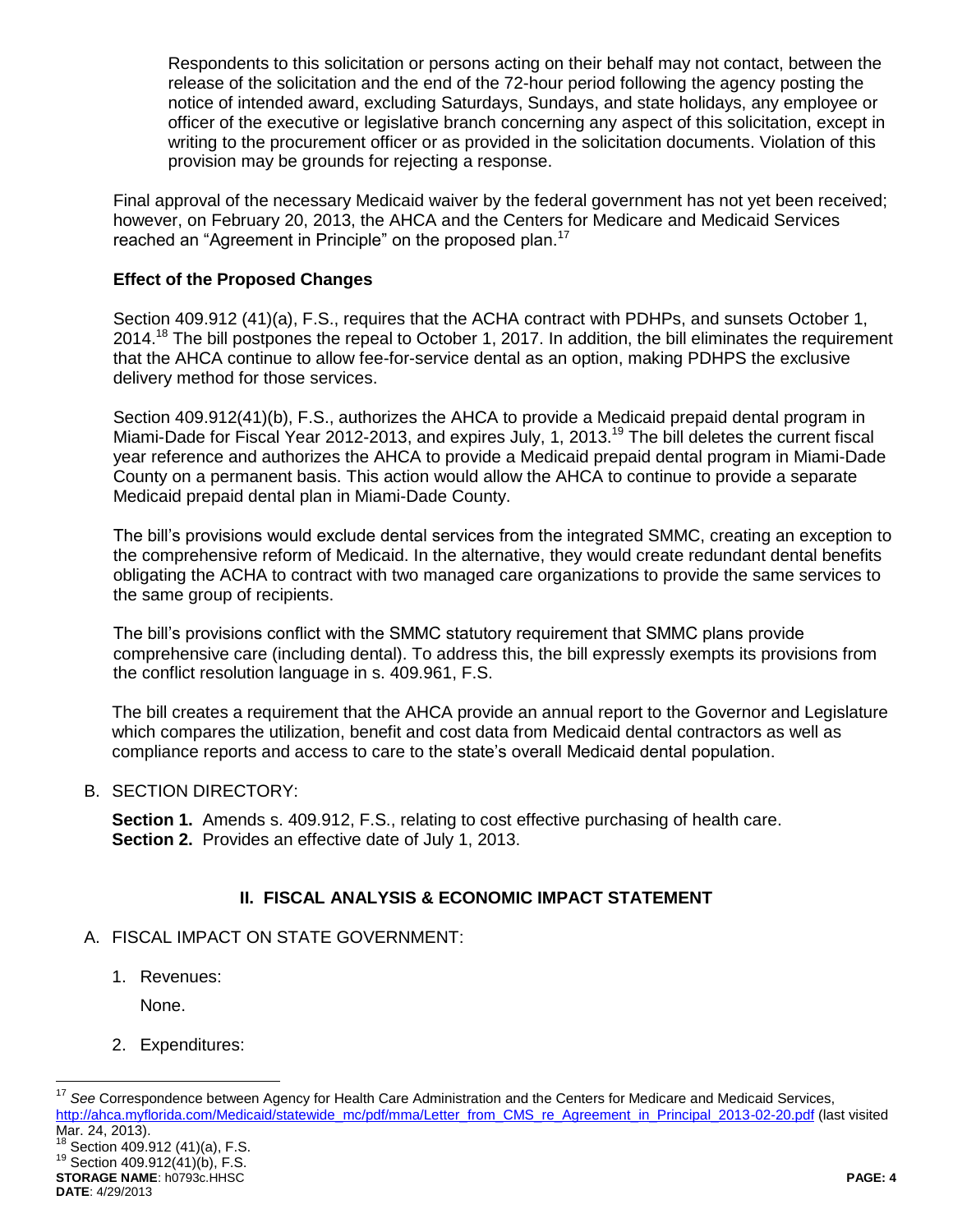Respondents to this solicitation or persons acting on their behalf may not contact, between the release of the solicitation and the end of the 72-hour period following the agency posting the notice of intended award, excluding Saturdays, Sundays, and state holidays, any employee or officer of the executive or legislative branch concerning any aspect of this solicitation, except in writing to the procurement officer or as provided in the solicitation documents. Violation of this provision may be grounds for rejecting a response.

Final approval of the necessary Medicaid waiver by the federal government has not yet been received; however, on February 20, 2013, the AHCA and the Centers for Medicare and Medicaid Services reached an "Agreement in Principle" on the proposed plan.[17]

**Effect of the Proposed Changes**

Section 409.912 (41)(a), F.S., requires that the ACHA contract with PDHPs, and sunsets October 1, 2014.[18] The bill postpones the repeal to October 1, 2017. In addition, the bill eliminates the requirement that the AHCA continue to allow fee-for-service dental as an option, making PDHPS the exclusive delivery method for those services.

Section 409.912(41)(b), F.S., authorizes the AHCA to provide a Medicaid prepaid dental program in Miami-Dade for Fiscal Year 2012-2013, and expires July, 1, 2013.[19] The bill deletes the current fiscal year reference and authorizes the AHCA to provide a Medicaid prepaid dental program in Miami-Dade County on a permanent basis. This action would allow the AHCA to continue to provide a separate Medicaid prepaid dental plan in Miami-Dade County.

The bill's provisions would exclude dental services from the integrated SMMC, creating an exception to the comprehensive reform of Medicaid. In the alternative, they would create redundant dental benefits obligating the ACHA to contract with two managed care organizations to provide the same services to the same group of recipients.

The bill's provisions conflict with the SMMC statutory requirement that SMMC plans provide comprehensive care (including dental). To address this, the bill expressly exempts its provisions from the conflict resolution language in s. 409.961, F.S.

The bill creates a requirement that the AHCA provide an annual report to the Governor and Legislature which compares the utilization, benefit and cost data from Medicaid dental contractors as well as compliance reports and access to care to the state's overall Medicaid dental population.

B. SECTION DIRECTORY:

**Section 1.** Amends s. 409.912, F.S., relating to cost effective purchasing of health care.
**Section 2.** Provides an effective date of July 1, 2013.

## II. FISCAL ANALYSIS & ECONOMIC IMPACT STATEMENT

A. FISCAL IMPACT ON STATE GOVERNMENT:

1. Revenues:

   None.

2. Expenditures:

---

[17] *See* Correspondence between Agency for Health Care Administration and the Centers for Medicare and Medicaid Services, http://ahca.myflorida.com/Medicaid/statewide_mc/pdf/mma/Letter_from_CMS_re_Agreement_in_Principal_2013-02-20.pdf (last visited Mar. 24, 2013).

[18] Section 409.912 (41)(a), F.S.

[19] Section 409.912(41)(b), F.S.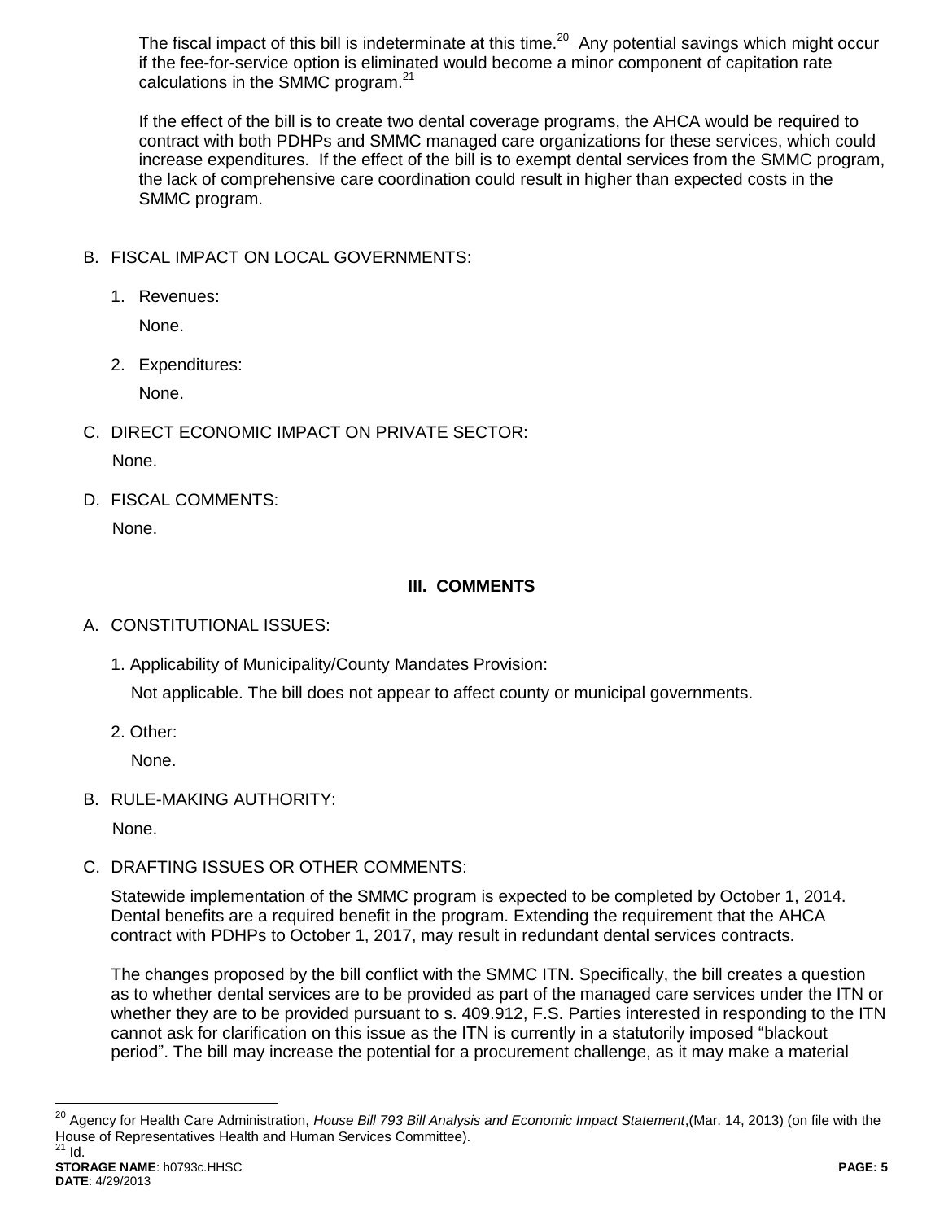The fiscal impact of this bill is indeterminate at this time.[20] Any potential savings which might occur if the fee-for-service option is eliminated would become a minor component of capitation rate calculations in the SMMC program.[21]

If the effect of the bill is to create two dental coverage programs, the AHCA would be required to contract with both PDHPs and SMMC managed care organizations for these services, which could increase expenditures. If the effect of the bill is to exempt dental services from the SMMC program, the lack of comprehensive care coordination could result in higher than expected costs in the SMMC program.

B. FISCAL IMPACT ON LOCAL GOVERNMENTS:

1. Revenues:

   None.

2. Expenditures:

   None.

C. DIRECT ECONOMIC IMPACT ON PRIVATE SECTOR:

None.

D. FISCAL COMMENTS:

None.

## III. COMMENTS

A. CONSTITUTIONAL ISSUES:

1. Applicability of Municipality/County Mandates Provision:

   Not applicable. The bill does not appear to affect county or municipal governments.

2. Other:

   None.

B. RULE-MAKING AUTHORITY:

None.

C. DRAFTING ISSUES OR OTHER COMMENTS:

Statewide implementation of the SMMC program is expected to be completed by October 1, 2014. Dental benefits are a required benefit in the program. Extending the requirement that the AHCA contract with PDHPs to October 1, 2017, may result in redundant dental services contracts.

The changes proposed by the bill conflict with the SMMC ITN. Specifically, the bill creates a question as to whether dental services are to be provided as part of the managed care services under the ITN or whether they are to be provided pursuant to s. 409.912, F.S. Parties interested in responding to the ITN cannot ask for clarification on this issue as the ITN is currently in a statutorily imposed "blackout period". The bill may increase the potential for a procurement challenge, as it may make a material

---

[20] Agency for Health Care Administration, *House Bill 793 Bill Analysis and Economic Impact Statement*,(Mar. 14, 2013) (on file with the House of Representatives Health and Human Services Committee).

[21] Id.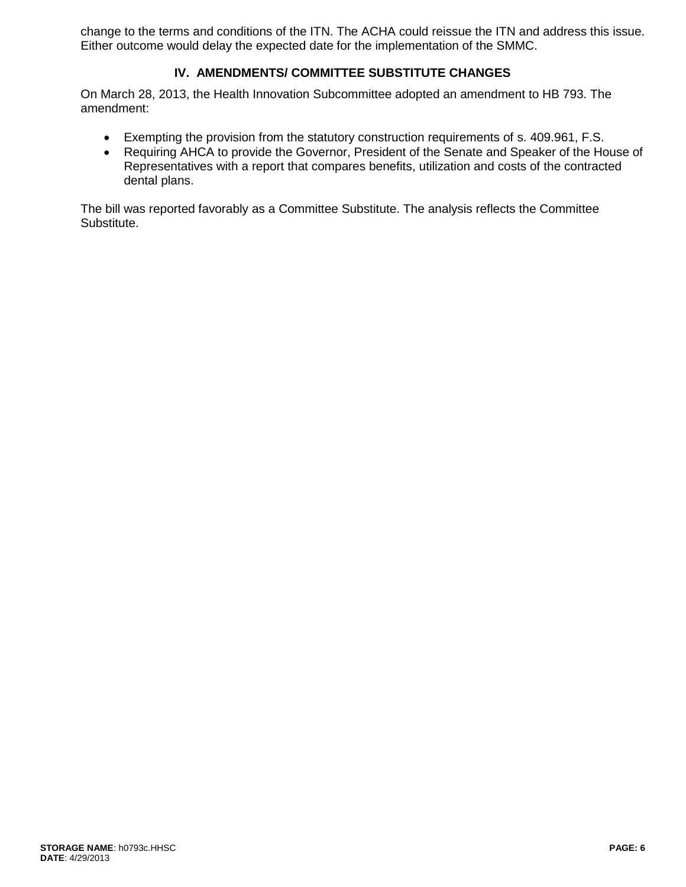change to the terms and conditions of the ITN. The ACHA could reissue the ITN and address this issue. Either outcome would delay the expected date for the implementation of the SMMC.

## IV. AMENDMENTS/ COMMITTEE SUBSTITUTE CHANGES

On March 28, 2013, the Health Innovation Subcommittee adopted an amendment to HB 793. The amendment:

- Exempting the provision from the statutory construction requirements of s. 409.961, F.S.
- Requiring AHCA to provide the Governor, President of the Senate and Speaker of the House of Representatives with a report that compares benefits, utilization and costs of the contracted dental plans.

The bill was reported favorably as a Committee Substitute. The analysis reflects the Committee Substitute.